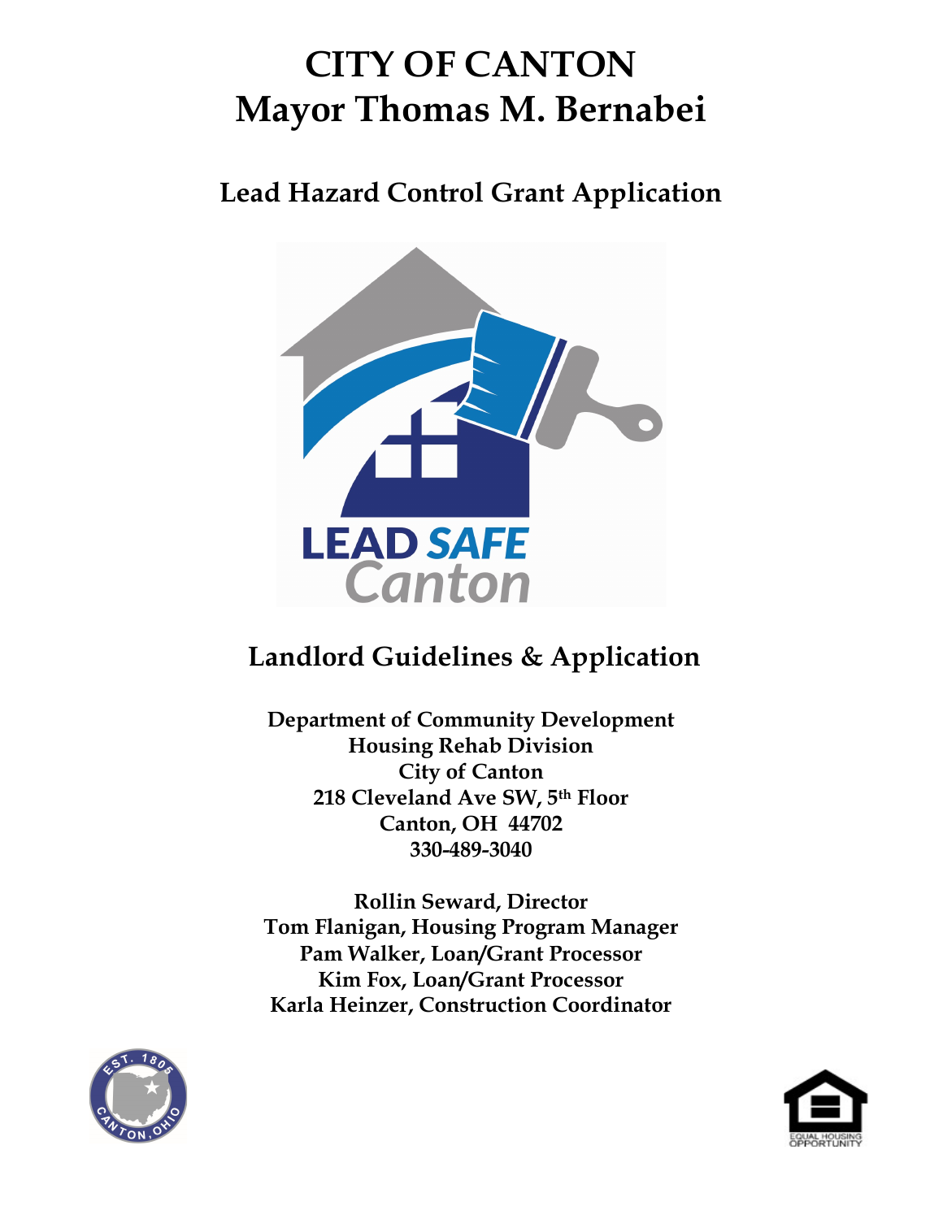# CITY OF CANTON
# Mayor Thomas M. Bernabei

## Lead Hazard Control Grant Application

LEAD SAFE Canton

## Landlord Guidelines & Application

**Department of Community Development**
**Housing Rehab Division**
**City of Canton**
**218 Cleveland Ave SW, 5th Floor**
**Canton, OH 44702**
**330-489-3040**

**Rollin Seward, Director**
**Tom Flanigan, Housing Program Manager**
**Pam Walker, Loan/Grant Processor**
**Kim Fox, Loan/Grant Processor**
**Karla Heinzer, Construction Coordinator**

EST. 1805 CANTON, OHIO

EQUAL HOUSING OPPORTUNITY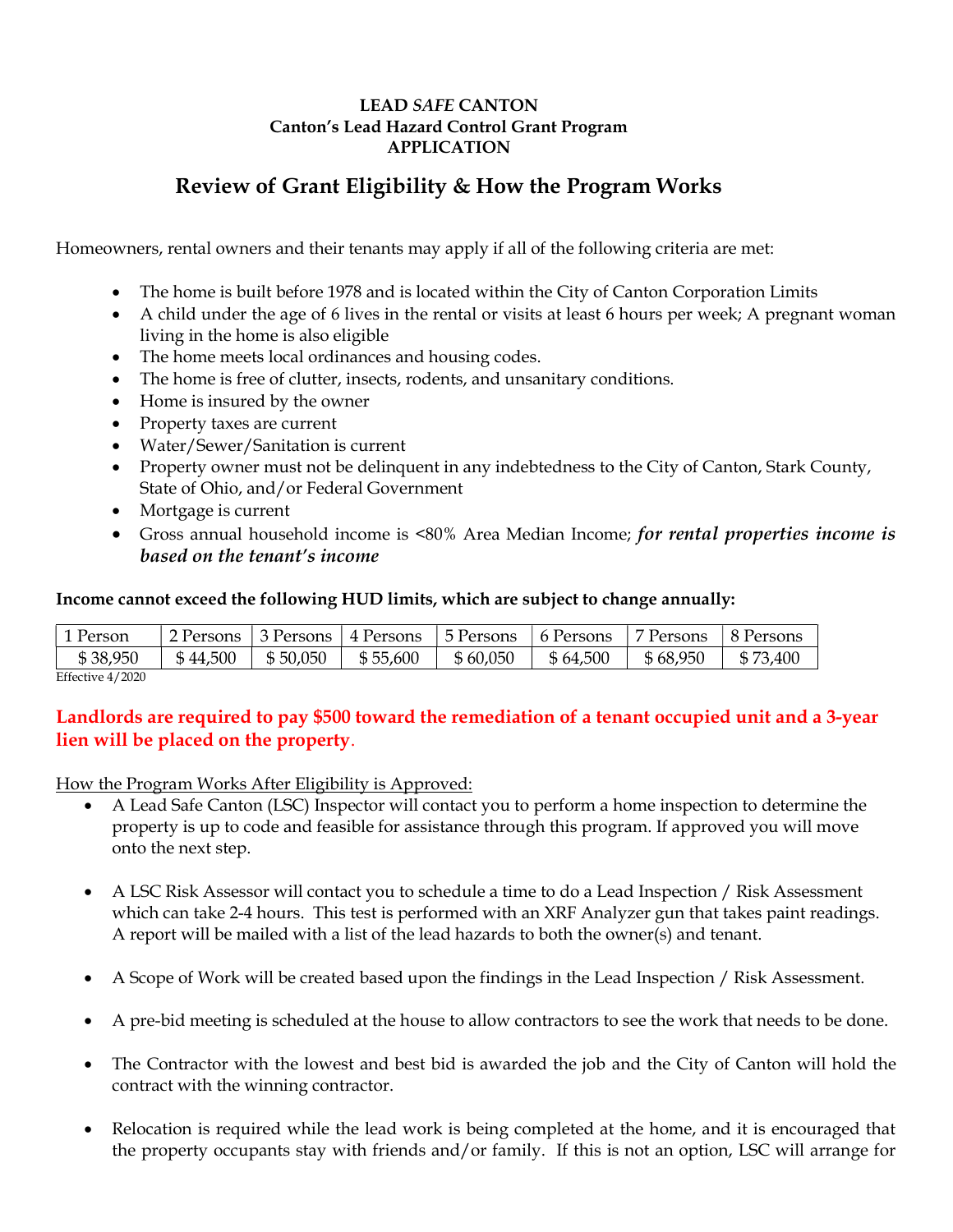**LEAD *SAFE* CANTON**
**Canton's Lead Hazard Control Grant Program**
**APPLICATION**

## Review of Grant Eligibility & How the Program Works

Homeowners, rental owners and their tenants may apply if all of the following criteria are met:

- The home is built before 1978 and is located within the City of Canton Corporation Limits
- A child under the age of 6 lives in the rental or visits at least 6 hours per week; A pregnant woman living in the home is also eligible
- The home meets local ordinances and housing codes.
- The home is free of clutter, insects, rodents, and unsanitary conditions.
- Home is insured by the owner
- Property taxes are current
- Water/Sewer/Sanitation is current
- Property owner must not be delinquent in any indebtedness to the City of Canton, Stark County, State of Ohio, and/or Federal Government
- Mortgage is current
- Gross annual household income is <80% Area Median Income; ***for rental properties income is based on the tenant's income***

**Income cannot exceed the following HUD limits, which are subject to change annually:**

| 1 Person | 2 Persons | 3 Persons | 4 Persons | 5 Persons | 6 Persons | 7 Persons | 8 Persons |
|---|---|---|---|---|---|---|---|
| $ 38,950 | $ 44,500 | $ 50,050 | $ 55,600 | $ 60,050 | $ 64,500 | $ 68,950 | $ 73,400 |

Effective 4/2020

**Landlords are required to pay $500 toward the remediation of a tenant occupied unit and a 3-year lien will be placed on the property**.

How the Program Works After Eligibility is Approved:

- A Lead Safe Canton (LSC) Inspector will contact you to perform a home inspection to determine the property is up to code and feasible for assistance through this program. If approved you will move onto the next step.
- A LSC Risk Assessor will contact you to schedule a time to do a Lead Inspection / Risk Assessment which can take 2-4 hours. This test is performed with an XRF Analyzer gun that takes paint readings. A report will be mailed with a list of the lead hazards to both the owner(s) and tenant.
- A Scope of Work will be created based upon the findings in the Lead Inspection / Risk Assessment.
- A pre-bid meeting is scheduled at the house to allow contractors to see the work that needs to be done.
- The Contractor with the lowest and best bid is awarded the job and the City of Canton will hold the contract with the winning contractor.
- Relocation is required while the lead work is being completed at the home, and it is encouraged that the property occupants stay with friends and/or family. If this is not an option, LSC will arrange for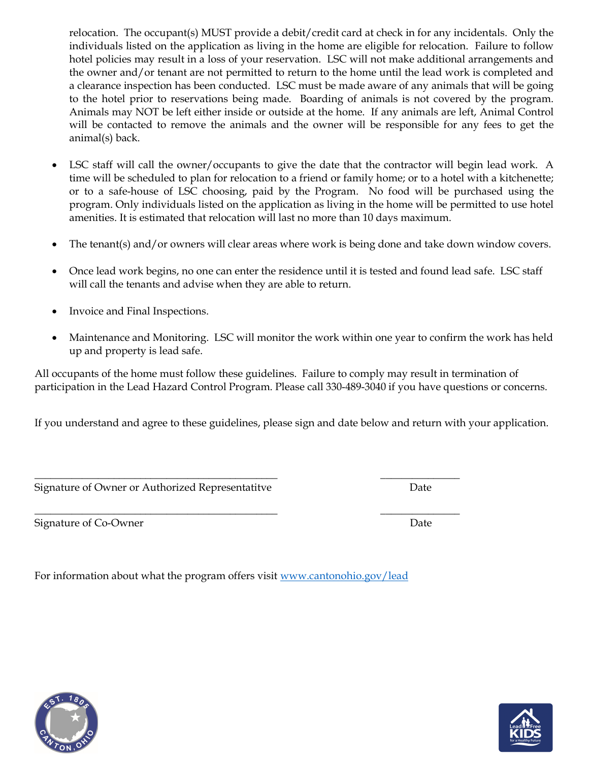relocation. The occupant(s) MUST provide a debit/credit card at check in for any incidentals. Only the individuals listed on the application as living in the home are eligible for relocation. Failure to follow hotel policies may result in a loss of your reservation. LSC will not make additional arrangements and the owner and/or tenant are not permitted to return to the home until the lead work is completed and a clearance inspection has been conducted. LSC must be made aware of any animals that will be going to the hotel prior to reservations being made. Boarding of animals is not covered by the program. Animals may NOT be left either inside or outside at the home. If any animals are left, Animal Control will be contacted to remove the animals and the owner will be responsible for any fees to get the animal(s) back.

- LSC staff will call the owner/occupants to give the date that the contractor will begin lead work. A time will be scheduled to plan for relocation to a friend or family home; or to a hotel with a kitchenette; or to a safe-house of LSC choosing, paid by the Program. No food will be purchased using the program. Only individuals listed on the application as living in the home will be permitted to use hotel amenities. It is estimated that relocation will last no more than 10 days maximum.

- The tenant(s) and/or owners will clear areas where work is being done and take down window covers.

- Once lead work begins, no one can enter the residence until it is tested and found lead safe. LSC staff will call the tenants and advise when they are able to return.

- Invoice and Final Inspections.

- Maintenance and Monitoring. LSC will monitor the work within one year to confirm the work has held up and property is lead safe.

All occupants of the home must follow these guidelines. Failure to comply may result in termination of participation in the Lead Hazard Control Program. Please call 330-489-3040 if you have questions or concerns.

If you understand and agree to these guidelines, please sign and date below and return with your application.

_______________________________________________ _______________

Signature of Owner or Authorized Representatitve Date

_______________________________________________ _______________

Signature of Co-Owner Date

For information about what the program offers visit [www.cantonohio.gov/lead](http://www.cantonohio.gov/lead)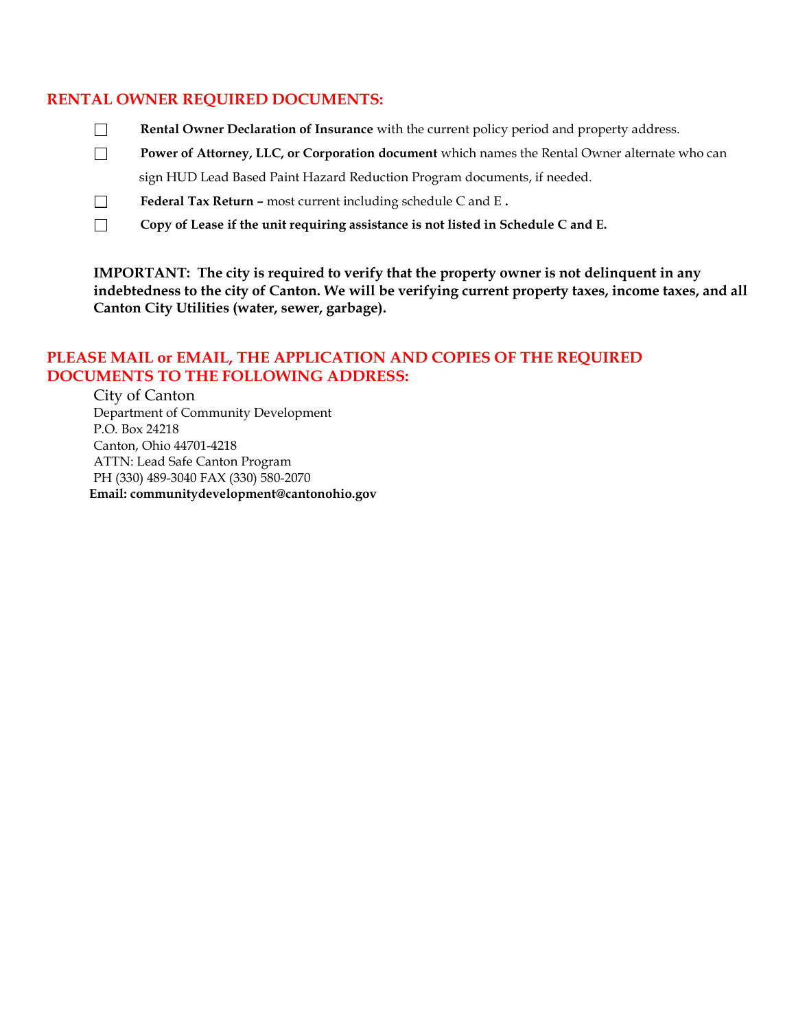## RENTAL OWNER REQUIRED DOCUMENTS:

- ☐ **Rental Owner Declaration of Insurance** with the current policy period and property address.
- ☐ **Power of Attorney, LLC, or Corporation document** which names the Rental Owner alternate who can sign HUD Lead Based Paint Hazard Reduction Program documents, if needed.
- ☐ **Federal Tax Return –** most current including schedule C and E **.**
- ☐ **Copy of Lease if the unit requiring assistance is not listed in Schedule C and E.**

**IMPORTANT: The city is required to verify that the property owner is not delinquent in any indebtedness to the city of Canton. We will be verifying current property taxes, income taxes, and all Canton City Utilities (water, sewer, garbage).**

## PLEASE MAIL or EMAIL, THE APPLICATION AND COPIES OF THE REQUIRED DOCUMENTS TO THE FOLLOWING ADDRESS:

City of Canton
Department of Community Development
P.O. Box 24218
Canton, Ohio 44701-4218
ATTN: Lead Safe Canton Program
PH (330) 489-3040 FAX (330) 580-2070
**Email: communitydevelopment@cantonohio.gov**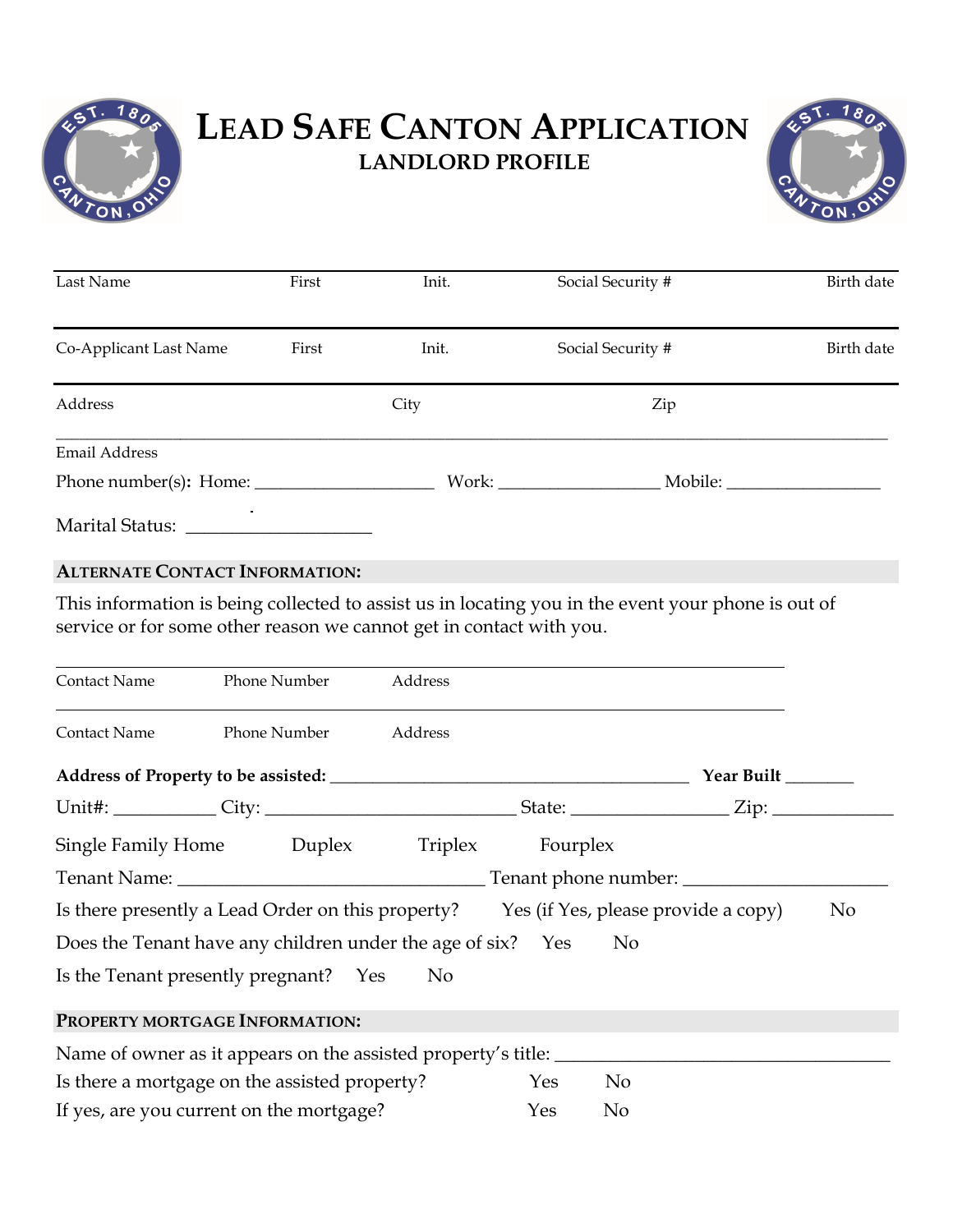# LEAD SAFE CANTON APPLICATION

## LANDLORD PROFILE

| Last Name | First | Init. | Social Security # | Birth date |
|---|---|---|---|---|
| | | | | |

| Co-Applicant Last Name | First | Init. | Social Security # | Birth date |
|---|---|---|---|---|
| | | | | |

| Address | City | Zip |
|---|---|---|
| | | |

_______________________________________________

Email Address

Phone number(s): Home: ___________________ Work: _________________ Mobile: _________________

Marital Status: ___________________

### ALTERNATE CONTACT INFORMATION:

This information is being collected to assist us in locating you in the event your phone is out of service or for some other reason we cannot get in contact with you.

| Contact Name | Phone Number | Address |
|---|---|---|
| | | |

| Contact Name | Phone Number | Address |
|---|---|---|
| | | |

**Address of Property to be assisted:** ________________________________________ **Year Built** _______

Unit#: __________ City: ___________________________ State: ________________ Zip: _____________

Single Family Home  Duplex  Triplex  Fourplex

Tenant Name: __________________________________ Tenant phone number: ______________________

Is there presently a Lead Order on this property?  Yes (if Yes, please provide a copy)  No

Does the Tenant have any children under the age of six?  Yes  No

Is the Tenant presently pregnant?  Yes  No

### PROPERTY MORTGAGE INFORMATION:

Name of owner as it appears on the assisted property's title: ___________________________________

Is there a mortgage on the assisted property?  Yes  No

If yes, are you current on the mortgage?  Yes  No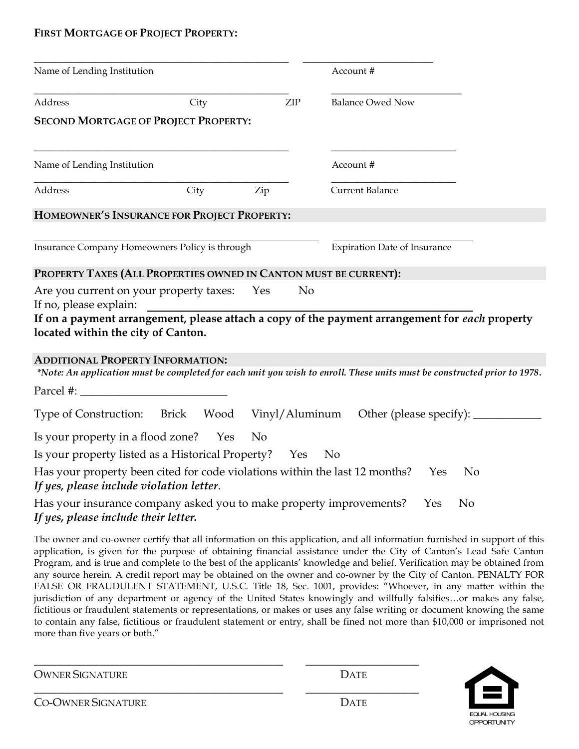**FIRST MORTGAGE OF PROJECT PROPERTY:**

\_\_\_\_\_\_\_\_\_\_\_\_\_\_\_\_\_\_\_\_\_\_\_\_\_\_\_\_\_\_\_\_\_\_\_\_\_\_\_\_\_\_\_\_ \_\_\_\_\_\_\_\_\_\_\_\_\_\_\_\_\_\_\_\_\_\_\_

Name of Lending Institution | Account #

\_\_\_\_\_\_\_\_\_\_\_\_\_\_\_\_\_\_\_\_\_\_\_\_\_\_\_\_\_\_\_\_\_\_\_\_\_\_\_\_\_\_\_\_ \_\_\_\_\_\_\_\_\_\_\_\_\_\_\_\_\_\_\_\_\_\_\_

Address | City | ZIP | Balance Owed Now

**SECOND MORTGAGE OF PROJECT PROPERTY:**

\_\_\_\_\_\_\_\_\_\_\_\_\_\_\_\_\_\_\_\_\_\_\_\_\_\_\_\_\_\_\_\_\_\_\_\_\_\_\_\_\_\_\_\_ \_\_\_\_\_\_\_\_\_\_\_\_\_\_\_\_\_\_\_\_\_\_\_

Name of Lending Institution | Account #

\_\_\_\_\_\_\_\_\_\_\_\_\_\_\_\_\_\_\_\_\_\_\_\_\_\_\_\_\_\_\_\_\_\_\_\_\_\_\_\_\_\_\_\_ \_\_\_\_\_\_\_\_\_\_\_\_\_\_\_\_\_\_\_\_\_\_\_

Address | City | Zip | Current Balance

**HOMEOWNER'S INSURANCE FOR PROJECT PROPERTY:**

\_\_\_\_\_\_\_\_\_\_\_\_\_\_\_\_\_\_\_\_\_\_\_\_\_\_\_\_\_\_\_\_\_\_\_\_\_\_\_\_\_\_\_\_\_\_\_\_ \_\_\_\_\_\_\_\_\_\_\_\_\_\_\_\_\_\_\_\_\_\_\_\_\_

Insurance Company Homeowners Policy is through | Expiration Date of Insurance

**PROPERTY TAXES (ALL PROPERTIES OWNED IN CANTON MUST BE CURRENT):**

Are you current on your property taxes: Yes No

If no, please explain: \_\_\_\_\_\_\_\_\_\_\_\_\_\_\_\_\_\_\_\_\_\_\_\_\_\_\_\_\_\_\_\_\_\_\_\_\_\_\_\_\_\_\_\_\_\_\_\_\_\_

**If on a payment arrangement, please attach a copy of the payment arrangement for *each* property located within the city of Canton.**

**ADDITIONAL PROPERTY INFORMATION:**

***Note: An application must be completed for each unit you wish to enroll. These units must be constructed prior to 1978.***

Parcel #: \_\_\_\_\_\_\_\_\_\_\_\_\_\_\_\_\_\_\_\_\_\_\_\_\_

Type of Construction: Brick Wood Vinyl/Aluminum Other (please specify): \_\_\_\_\_\_\_\_\_\_\_\_

Is your property in a flood zone? Yes No

Is your property listed as a Historical Property? Yes No

Has your property been cited for code violations within the last 12 months? Yes No

***If yes, please include violation letter*.**

Has your insurance company asked you to make property improvements? Yes No

***If yes, please include their letter.***

The owner and co-owner certify that all information on this application, and all information furnished in support of this application, is given for the purpose of obtaining financial assistance under the City of Canton's Lead Safe Canton Program, and is true and complete to the best of the applicants' knowledge and belief. Verification may be obtained from any source herein. A credit report may be obtained on the owner and co-owner by the City of Canton. PENALTY FOR FALSE OR FRAUDULENT STATEMENT, U.S.C. Title 18, Sec. 1001, provides: "Whoever, in any matter within the jurisdiction of any department or agency of the United States knowingly and willfully falsifies…or makes any false, fictitious or fraudulent statements or representations, or makes or uses any false writing or document knowing the same to contain any false, fictitious or fraudulent statement or entry, shall be fined not more than $10,000 or imprisoned not more than five years or both."

\_\_\_\_\_\_\_\_\_\_\_\_\_\_\_\_\_\_\_\_\_\_\_\_\_\_\_\_\_\_\_\_\_\_\_\_\_\_\_\_\_\_ \_\_\_\_\_\_\_\_\_\_\_\_\_\_\_\_\_\_\_\_

OWNER SIGNATURE | DATE

\_\_\_\_\_\_\_\_\_\_\_\_\_\_\_\_\_\_\_\_\_\_\_\_\_\_\_\_\_\_\_\_\_\_\_\_\_\_\_\_\_\_ \_\_\_\_\_\_\_\_\_\_\_\_\_\_\_\_\_\_\_\_

CO-OWNER SIGNATURE | DATE

EQUAL HOUSING OPPORTUNITY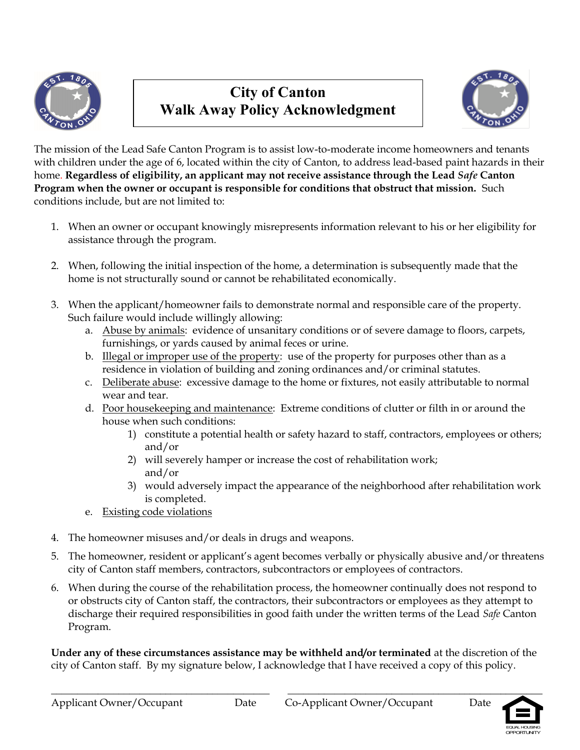# City of Canton
# Walk Away Policy Acknowledgment

The mission of the Lead Safe Canton Program is to assist low-to-moderate income homeowners and tenants with children under the age of 6, located within the city of Canton, to address lead-based paint hazards in their home. **Regardless of eligibility, an applicant may not receive assistance through the Lead *Safe* Canton Program when the owner or occupant is responsible for conditions that obstruct that mission.** Such conditions include, but are not limited to:

1. When an owner or occupant knowingly misrepresents information relevant to his or her eligibility for assistance through the program.

2. When, following the initial inspection of the home, a determination is subsequently made that the home is not structurally sound or cannot be rehabilitated economically.

3. When the applicant/homeowner fails to demonstrate normal and responsible care of the property. Such failure would include willingly allowing:
   a. <u>Abuse by animals</u>: evidence of unsanitary conditions or of severe damage to floors, carpets, furnishings, or yards caused by animal feces or urine.
   b. <u>Illegal or improper use of the property</u>: use of the property for purposes other than as a residence in violation of building and zoning ordinances and/or criminal statutes.
   c. <u>Deliberate abuse</u>: excessive damage to the home or fixtures, not easily attributable to normal wear and tear.
   d. <u>Poor housekeeping and maintenance</u>: Extreme conditions of clutter or filth in or around the house when such conditions:
      1) constitute a potential health or safety hazard to staff, contractors, employees or others; and/or
      2) will severely hamper or increase the cost of rehabilitation work; and/or
      3) would adversely impact the appearance of the neighborhood after rehabilitation work is completed.
   e. <u>Existing code violations</u>

4. The homeowner misuses and/or deals in drugs and weapons.

5. The homeowner, resident or applicant's agent becomes verbally or physically abusive and/or threatens city of Canton staff members, contractors, subcontractors or employees of contractors.

6. When during the course of the rehabilitation process, the homeowner continually does not respond to or obstructs city of Canton staff, the contractors, their subcontractors or employees as they attempt to discharge their required responsibilities in good faith under the written terms of the Lead *Safe* Canton Program.

**Under any of these circumstances assistance may be withheld and/or terminated** at the discretion of the city of Canton staff. By my signature below, I acknowledge that I have received a copy of this policy.

_______________________________________ &nbsp;&nbsp; _______________________________________

Applicant Owner/Occupant &nbsp;&nbsp;&nbsp; Date &nbsp;&nbsp;&nbsp; Co-Applicant Owner/Occupant &nbsp;&nbsp;&nbsp; Date

EQUAL HOUSING OPPORTUNITY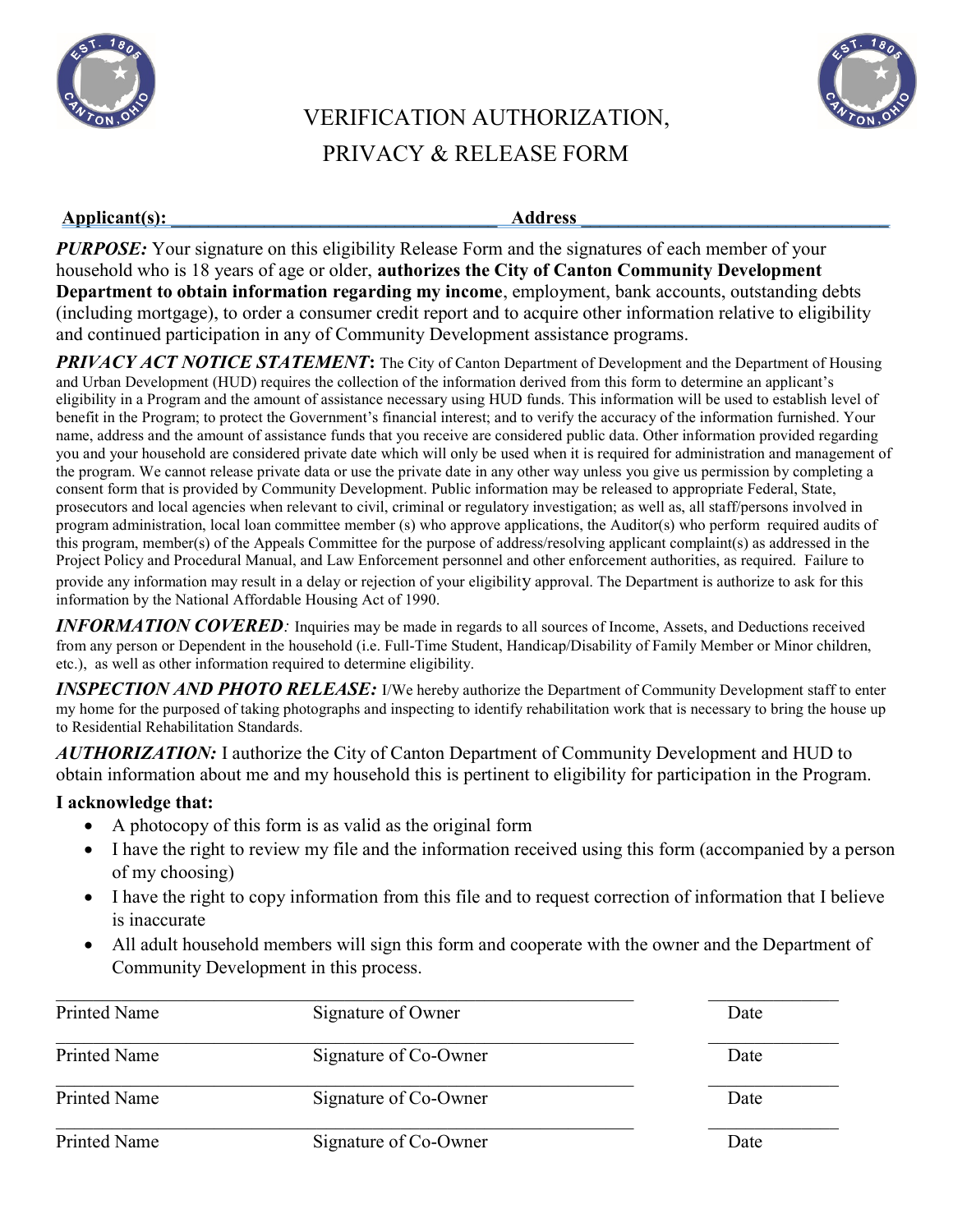# VERIFICATION AUTHORIZATION, PRIVACY & RELEASE FORM

**Applicant(s): ____________________________________ Address ________________________________**

***PURPOSE:*** Your signature on this eligibility Release Form and the signatures of each member of your household who is 18 years of age or older, **authorizes the City of Canton Community Development Department to obtain information regarding my income**, employment, bank accounts, outstanding debts (including mortgage), to order a consumer credit report and to acquire other information relative to eligibility and continued participation in any of Community Development assistance programs.

***PRIVACY ACT NOTICE STATEMENT*:** The City of Canton Department of Development and the Department of Housing and Urban Development (HUD) requires the collection of the information derived from this form to determine an applicant's eligibility in a Program and the amount of assistance necessary using HUD funds. This information will be used to establish level of benefit in the Program; to protect the Government's financial interest; and to verify the accuracy of the information furnished. Your name, address and the amount of assistance funds that you receive are considered public data. Other information provided regarding you and your household are considered private date which will only be used when it is required for administration and management of the program. We cannot release private data or use the private date in any other way unless you give us permission by completing a consent form that is provided by Community Development. Public information may be released to appropriate Federal, State, prosecutors and local agencies when relevant to civil, criminal or regulatory investigation; as well as, all staff/persons involved in program administration, local loan committee member (s) who approve applications, the Auditor(s) who perform required audits of this program, member(s) of the Appeals Committee for the purpose of address/resolving applicant complaint(s) as addressed in the Project Policy and Procedural Manual, and Law Enforcement personnel and other enforcement authorities, as required. Failure to provide any information may result in a delay or rejection of your eligibility approval. The Department is authorize to ask for this information by the National Affordable Housing Act of 1990.

***INFORMATION COVERED****:* Inquiries may be made in regards to all sources of Income, Assets, and Deductions received from any person or Dependent in the household (i.e. Full-Time Student, Handicap/Disability of Family Member or Minor children, etc.), as well as other information required to determine eligibility.

***INSPECTION AND PHOTO RELEASE:*** I/We hereby authorize the Department of Community Development staff to enter my home for the purposed of taking photographs and inspecting to identify rehabilitation work that is necessary to bring the house up to Residential Rehabilitation Standards.

***AUTHORIZATION:*** I authorize the City of Canton Department of Community Development and HUD to obtain information about me and my household this is pertinent to eligibility for participation in the Program.

**I acknowledge that:**

- A photocopy of this form is as valid as the original form
- I have the right to review my file and the information received using this form (accompanied by a person of my choosing)
- I have the right to copy information from this file and to request correction of information that I believe is inaccurate
- All adult household members will sign this form and cooperate with the owner and the Department of Community Development in this process.

| | | |
|---|---|---|
| Printed Name | Signature of Owner | Date |
| Printed Name | Signature of Co-Owner | Date |
| Printed Name | Signature of Co-Owner | Date |
| Printed Name | Signature of Co-Owner | Date |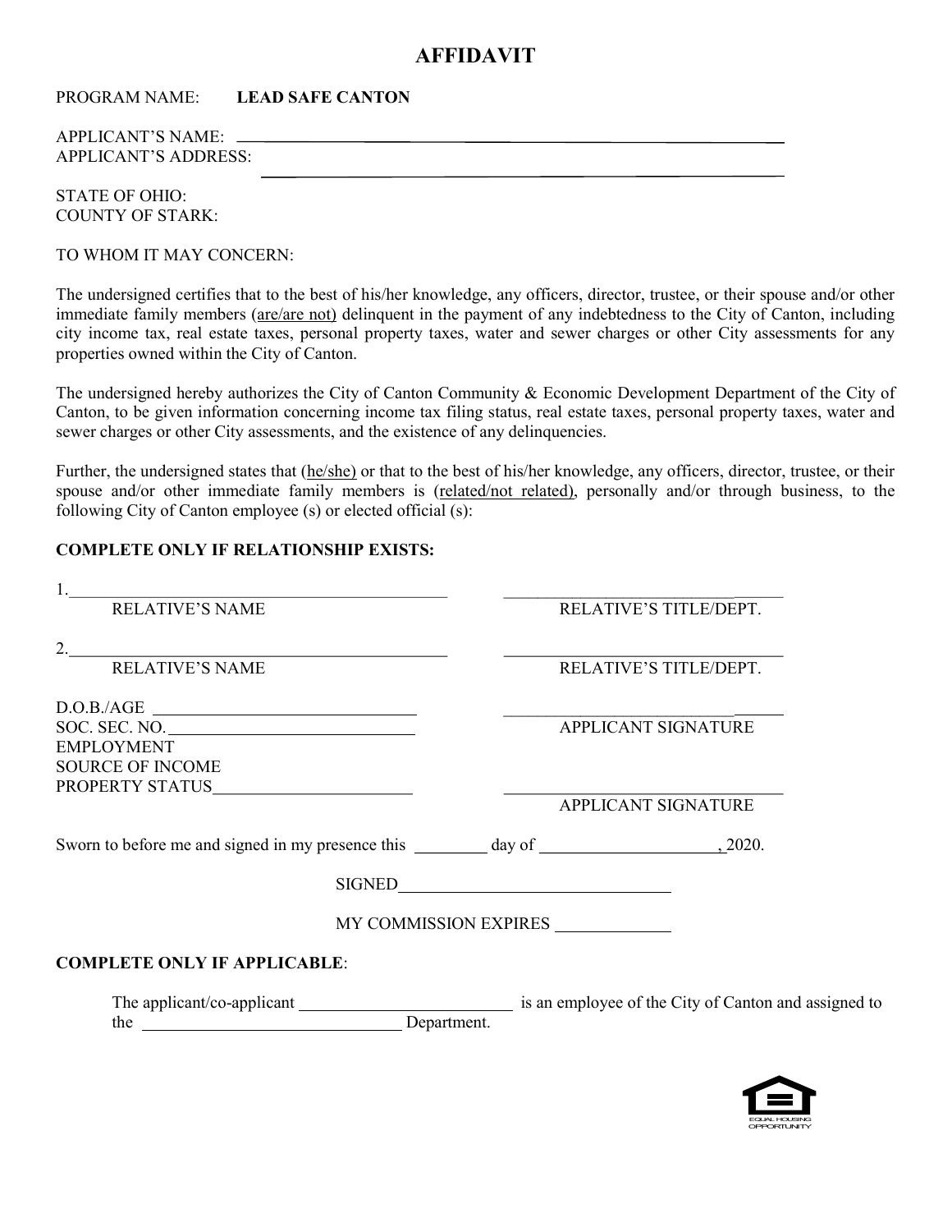# AFFIDAVIT

PROGRAM NAME: **LEAD SAFE CANTON**

APPLICANT'S NAME: ______________________________________________

APPLICANT'S ADDRESS: ______________________________________________

STATE OF OHIO:
COUNTY OF STARK:

TO WHOM IT MAY CONCERN:

The undersigned certifies that to the best of his/her knowledge, any officers, director, trustee, or their spouse and/or other immediate family members (<u>are/are not</u>) delinquent in the payment of any indebtedness to the City of Canton, including city income tax, real estate taxes, personal property taxes, water and sewer charges or other City assessments for any properties owned within the City of Canton.

The undersigned hereby authorizes the City of Canton Community & Economic Development Department of the City of Canton, to be given information concerning income tax filing status, real estate taxes, personal property taxes, water and sewer charges or other City assessments, and the existence of any delinquencies.

Further, the undersigned states that (<u>he/she)</u> or that to the best of his/her knowledge, any officers, director, trustee, or their spouse and/or other immediate family members is (<u>related/not related)</u>, personally and/or through business, to the following City of Canton employee (s) or elected official (s):

**COMPLETE ONLY IF RELATIONSHIP EXISTS:**

1. ______________________________ ______________________________
RELATIVE'S NAME RELATIVE'S TITLE/DEPT.

2. ______________________________ ______________________________
RELATIVE'S NAME RELATIVE'S TITLE/DEPT.

D.O.B./AGE ______________________ ______________________________
SOC. SEC. NO. ____________________ APPLICANT SIGNATURE
EMPLOYMENT
SOURCE OF INCOME
PROPERTY STATUS_________________ ______________________________
APPLICANT SIGNATURE

Sworn to before me and signed in my presence this ________ day of ____________________, 2020.

SIGNED______________________________

MY COMMISSION EXPIRES ____________

**COMPLETE ONLY IF APPLICABLE**:

The applicant/co-applicant ________________________ is an employee of the City of Canton and assigned to the ______________________________ Department.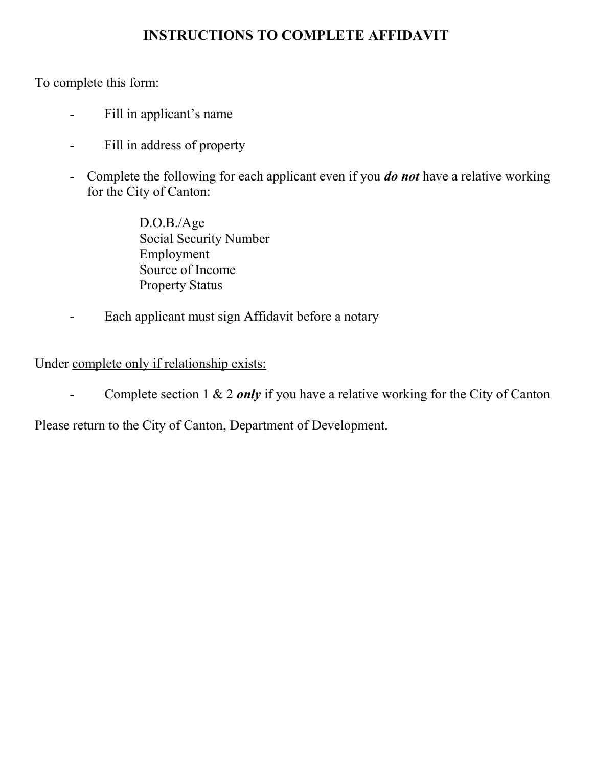# INSTRUCTIONS TO COMPLETE AFFIDAVIT

To complete this form:

- Fill in applicant's name
- Fill in address of property
- Complete the following for each applicant even if you ***do not*** have a relative working for the City of Canton:

  D.O.B./Age
  Social Security Number
  Employment
  Source of Income
  Property Status

- Each applicant must sign Affidavit before a notary

Under <u>complete only if relationship exists:</u>

- Complete section 1 & 2 ***only*** if you have a relative working for the City of Canton

Please return to the City of Canton, Department of Development.